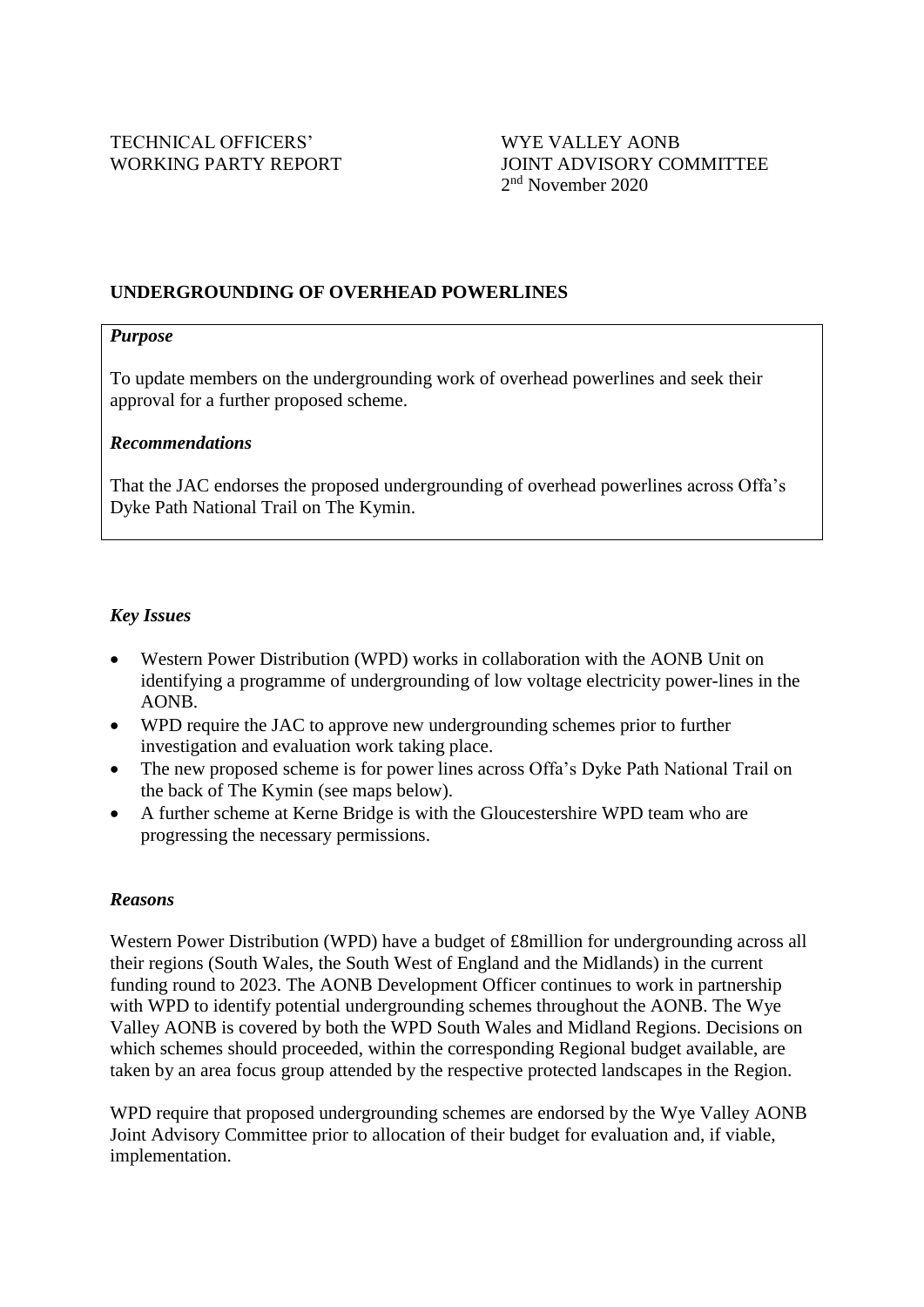TECHNICAL OFFICERS' WORKING PARTY REPORT

WYE VALLEY AONB
JOINT ADVISORY COMMITTEE
2nd November 2020

## UNDERGROUNDING OF OVERHEAD POWERLINES

### *Purpose*

To update members on the undergrounding work of overhead powerlines and seek their approval for a further proposed scheme.

### *Recommendations*

That the JAC endorses the proposed undergrounding of overhead powerlines across Offa's Dyke Path National Trail on The Kymin.

### *Key Issues*

- Western Power Distribution (WPD) works in collaboration with the AONB Unit on identifying a programme of undergrounding of low voltage electricity power-lines in the AONB.
- WPD require the JAC to approve new undergrounding schemes prior to further investigation and evaluation work taking place.
- The new proposed scheme is for power lines across Offa's Dyke Path National Trail on the back of The Kymin (see maps below).
- A further scheme at Kerne Bridge is with the Gloucestershire WPD team who are progressing the necessary permissions.

### *Reasons*

Western Power Distribution (WPD) have a budget of £8million for undergrounding across all their regions (South Wales, the South West of England and the Midlands) in the current funding round to 2023. The AONB Development Officer continues to work in partnership with WPD to identify potential undergrounding schemes throughout the AONB. The Wye Valley AONB is covered by both the WPD South Wales and Midland Regions. Decisions on which schemes should proceeded, within the corresponding Regional budget available, are taken by an area focus group attended by the respective protected landscapes in the Region.

WPD require that proposed undergrounding schemes are endorsed by the Wye Valley AONB Joint Advisory Committee prior to allocation of their budget for evaluation and, if viable, implementation.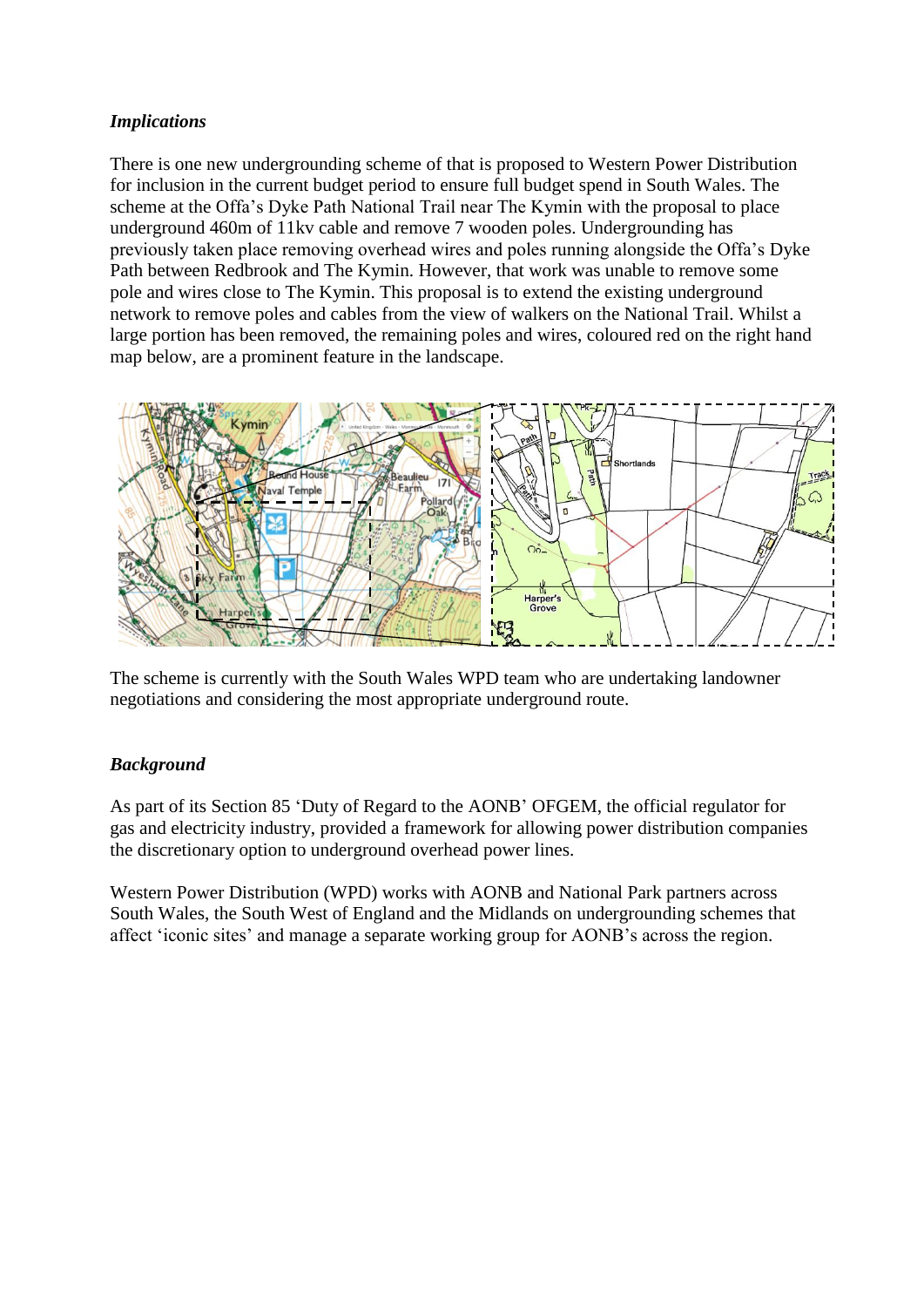### *Implications*

There is one new undergrounding scheme of that is proposed to Western Power Distribution for inclusion in the current budget period to ensure full budget spend in South Wales. The scheme at the Offa's Dyke Path National Trail near The Kymin with the proposal to place underground 460m of 11kv cable and remove 7 wooden poles. Undergrounding has previously taken place removing overhead wires and poles running alongside the Offa's Dyke Path between Redbrook and The Kymin. However, that work was unable to remove some pole and wires close to The Kymin. This proposal is to extend the existing underground network to remove poles and cables from the view of walkers on the National Trail. Whilst a large portion has been removed, the remaining poles and wires, coloured red on the right hand map below, are a prominent feature in the landscape.

The scheme is currently with the South Wales WPD team who are undertaking landowner negotiations and considering the most appropriate underground route.

### *Background*

As part of its Section 85 'Duty of Regard to the AONB' OFGEM, the official regulator for gas and electricity industry, provided a framework for allowing power distribution companies the discretionary option to underground overhead power lines.

Western Power Distribution (WPD) works with AONB and National Park partners across South Wales, the South West of England and the Midlands on undergrounding schemes that affect 'iconic sites' and manage a separate working group for AONB's across the region.